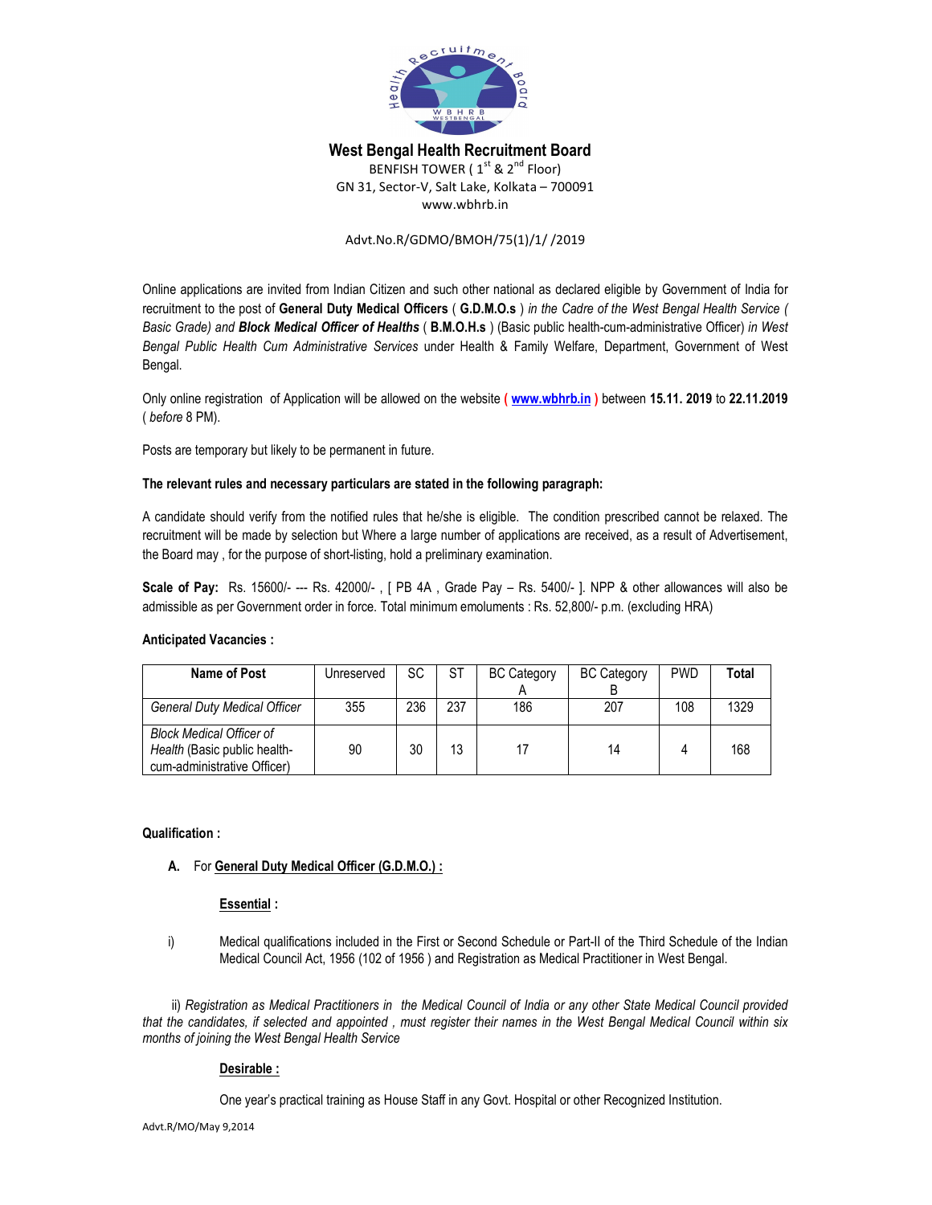# West Bengal Health Recruitment Board

BENFISH TOWER ( 1st & 2nd Floor)
GN 31, Sector-V, Salt Lake, Kolkata – 700091
www.wbhrb.in

Advt.No.R/GDMO/BMOH/75(1)/1/ /2019

Online applications are invited from Indian Citizen and such other national as declared eligible by Government of India for recruitment to the post of **General Duty Medical Officers** ( **G.D.M.O.s** ) *in the Cadre of the West Bengal Health Service ( Basic Grade) and* ***Block Medical Officer of Healths*** ( **B.M.O.H.s** ) (Basic public health-cum-administrative Officer) *in West Bengal Public Health Cum Administrative Services* under Health & Family Welfare, Department, Government of West Bengal.

Only online registration of Application will be allowed on the website **( www.wbhrb.in )** between **15.11. 2019** to **22.11.2019** ( *before* 8 PM).

Posts are temporary but likely to be permanent in future.

**The relevant rules and necessary particulars are stated in the following paragraph:**

A candidate should verify from the notified rules that he/she is eligible. The condition prescribed cannot be relaxed. The recruitment will be made by selection but Where a large number of applications are received, as a result of Advertisement, the Board may , for the purpose of short-listing, hold a preliminary examination.

**Scale of Pay:** Rs. 15600/- --- Rs. 42000/- , [ PB 4A , Grade Pay – Rs. 5400/- ]. NPP & other allowances will also be admissible as per Government order in force. Total minimum emoluments : Rs. 52,800/- p.m. (excluding HRA)

**Anticipated Vacancies :**

| Name of Post | Unreserved | SC | ST | BC Category A | BC Category B | PWD | Total |
|---|---|---|---|---|---|---|---|
| *General Duty Medical Officer* | 355 | 236 | 237 | 186 | 207 | 108 | 1329 |
| *Block Medical Officer of Health* (Basic public health-cum-administrative Officer) | 90 | 30 | 13 | 17 | 14 | 4 | 168 |

**Qualification :**

**A.** For **General Duty Medical Officer (G.D.M.O.) :**

**Essential :**

i) Medical qualifications included in the First or Second Schedule or Part-II of the Third Schedule of the Indian Medical Council Act, 1956 (102 of 1956 ) and Registration as Medical Practitioner in West Bengal.

ii) *Registration as Medical Practitioners in the Medical Council of India or any other State Medical Council provided that the candidates, if selected and appointed , must register their names in the West Bengal Medical Council within six months of joining the West Bengal Health Service*

**Desirable :**

One year's practical training as House Staff in any Govt. Hospital or other Recognized Institution.

Advt.R/MO/May 9,2014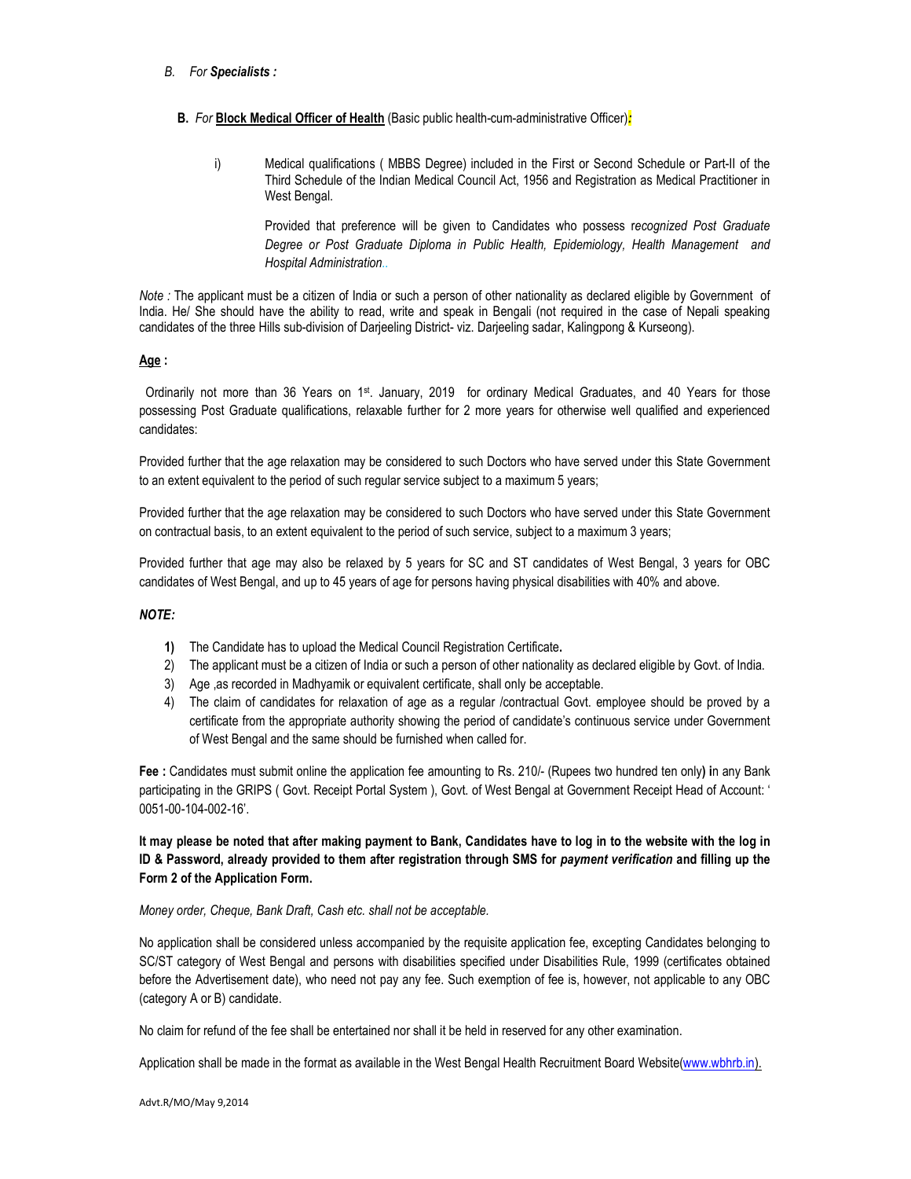*B. For **Specialists :***

**B.** *For* **Block Medical Officer of Health** (Basic public health-cum-administrative Officer)**:**

i) Medical qualifications ( MBBS Degree) included in the First or Second Schedule or Part-II of the Third Schedule of the Indian Medical Council Act, 1956 and Registration as Medical Practitioner in West Bengal.

Provided that preference will be given to Candidates who possess r*ecognized Post Graduate Degree or Post Graduate Diploma in Public Health, Epidemiology, Health Management and Hospital Administration..*

*Note :* The applicant must be a citizen of India or such a person of other nationality as declared eligible by Government of India. He/ She should have the ability to read, write and speak in Bengali (not required in the case of Nepali speaking candidates of the three Hills sub-division of Darjeeling District- viz. Darjeeling sadar, Kalingpong & Kurseong).

**Age :**

Ordinarily not more than 36 Years on 1st. January, 2019 for ordinary Medical Graduates, and 40 Years for those possessing Post Graduate qualifications, relaxable further for 2 more years for otherwise well qualified and experienced candidates:

Provided further that the age relaxation may be considered to such Doctors who have served under this State Government to an extent equivalent to the period of such regular service subject to a maximum 5 years;

Provided further that the age relaxation may be considered to such Doctors who have served under this State Government on contractual basis, to an extent equivalent to the period of such service, subject to a maximum 3 years;

Provided further that age may also be relaxed by 5 years for SC and ST candidates of West Bengal, 3 years for OBC candidates of West Bengal, and up to 45 years of age for persons having physical disabilities with 40% and above.

***NOTE:***

1) The Candidate has to upload the Medical Council Registration Certificate**.**
2) The applicant must be a citizen of India or such a person of other nationality as declared eligible by Govt. of India.
3) Age ,as recorded in Madhyamik or equivalent certificate, shall only be acceptable.
4) The claim of candidates for relaxation of age as a regular /contractual Govt. employee should be proved by a certificate from the appropriate authority showing the period of candidate's continuous service under Government of West Bengal and the same should be furnished when called for.

**Fee :** Candidates must submit online the application fee amounting to Rs. 210/- (Rupees two hundred ten only) in any Bank participating in the GRIPS ( Govt. Receipt Portal System ), Govt. of West Bengal at Government Receipt Head of Account: '0051-00-104-002-16'.

**It may please be noted that after making payment to Bank, Candidates have to log in to the website with the log in ID & Password, already provided to them after registration through SMS for *payment verification* and filling up the Form 2 of the Application Form.**

*Money order, Cheque, Bank Draft, Cash etc. shall not be acceptable.*

No application shall be considered unless accompanied by the requisite application fee, excepting Candidates belonging to SC/ST category of West Bengal and persons with disabilities specified under Disabilities Rule, 1999 (certificates obtained before the Advertisement date), who need not pay any fee. Such exemption of fee is, however, not applicable to any OBC (category A or B) candidate.

No claim for refund of the fee shall be entertained nor shall it be held in reserved for any other examination.

Application shall be made in the format as available in the West Bengal Health Recruitment Board Website(www.wbhrb.in).

Advt.R/MO/May 9,2014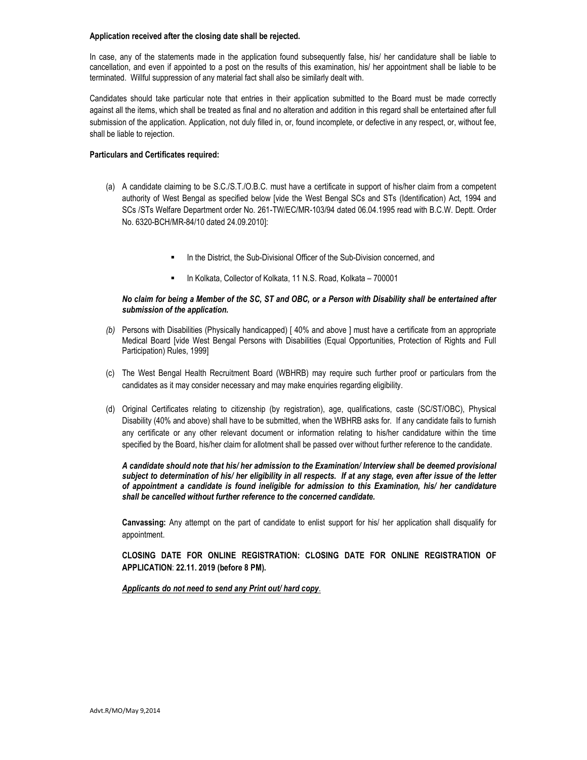**Application received after the closing date shall be rejected.**

In case, any of the statements made in the application found subsequently false, his/ her candidature shall be liable to cancellation, and even if appointed to a post on the results of this examination, his/ her appointment shall be liable to be terminated. Willful suppression of any material fact shall also be similarly dealt with.

Candidates should take particular note that entries in their application submitted to the Board must be made correctly against all the items, which shall be treated as final and no alteration and addition in this regard shall be entertained after full submission of the application. Application, not duly filled in, or, found incomplete, or defective in any respect, or, without fee, shall be liable to rejection.

**Particulars and Certificates required:**

(a) A candidate claiming to be S.C./S.T./O.B.C. must have a certificate in support of his/her claim from a competent authority of West Bengal as specified below [vide the West Bengal SCs and STs (Identification) Act, 1994 and SCs /STs Welfare Department order No. 261-TW/EC/MR-103/94 dated 06.04.1995 read with B.C.W. Deptt. Order No. 6320-BCH/MR-84/10 dated 24.09.2010]:

- In the District, the Sub-Divisional Officer of the Sub-Division concerned, and
- In Kolkata, Collector of Kolkata, 11 N.S. Road, Kolkata – 700001

***No claim for being a Member of the SC, ST and OBC, or a Person with Disability shall be entertained after submission of the application.***

*(b)* Persons with Disabilities (Physically handicapped) [ 40% and above ] must have a certificate from an appropriate Medical Board [vide West Bengal Persons with Disabilities (Equal Opportunities, Protection of Rights and Full Participation) Rules, 1999]

(c) The West Bengal Health Recruitment Board (WBHRB) may require such further proof or particulars from the candidates as it may consider necessary and may make enquiries regarding eligibility.

(d) Original Certificates relating to citizenship (by registration), age, qualifications, caste (SC/ST/OBC), Physical Disability (40% and above) shall have to be submitted, when the WBHRB asks for. If any candidate fails to furnish any certificate or any other relevant document or information relating to his/her candidature within the time specified by the Board, his/her claim for allotment shall be passed over without further reference to the candidate.

***A candidate should note that his/ her admission to the Examination/ Interview shall be deemed provisional subject to determination of his/ her eligibility in all respects. If at any stage, even after issue of the letter of appointment a candidate is found ineligible for admission to this Examination, his/ her candidature shall be cancelled without further reference to the concerned candidate.***

**Canvassing:** Any attempt on the part of candidate to enlist support for his/ her application shall disqualify for appointment.

**CLOSING DATE FOR ONLINE REGISTRATION: CLOSING DATE FOR ONLINE REGISTRATION OF APPLICATION**: **22.11. 2019 (before 8 PM).**

***Applicants do not need to send any Print out/ hard copy***.

Advt.R/MO/May 9,2014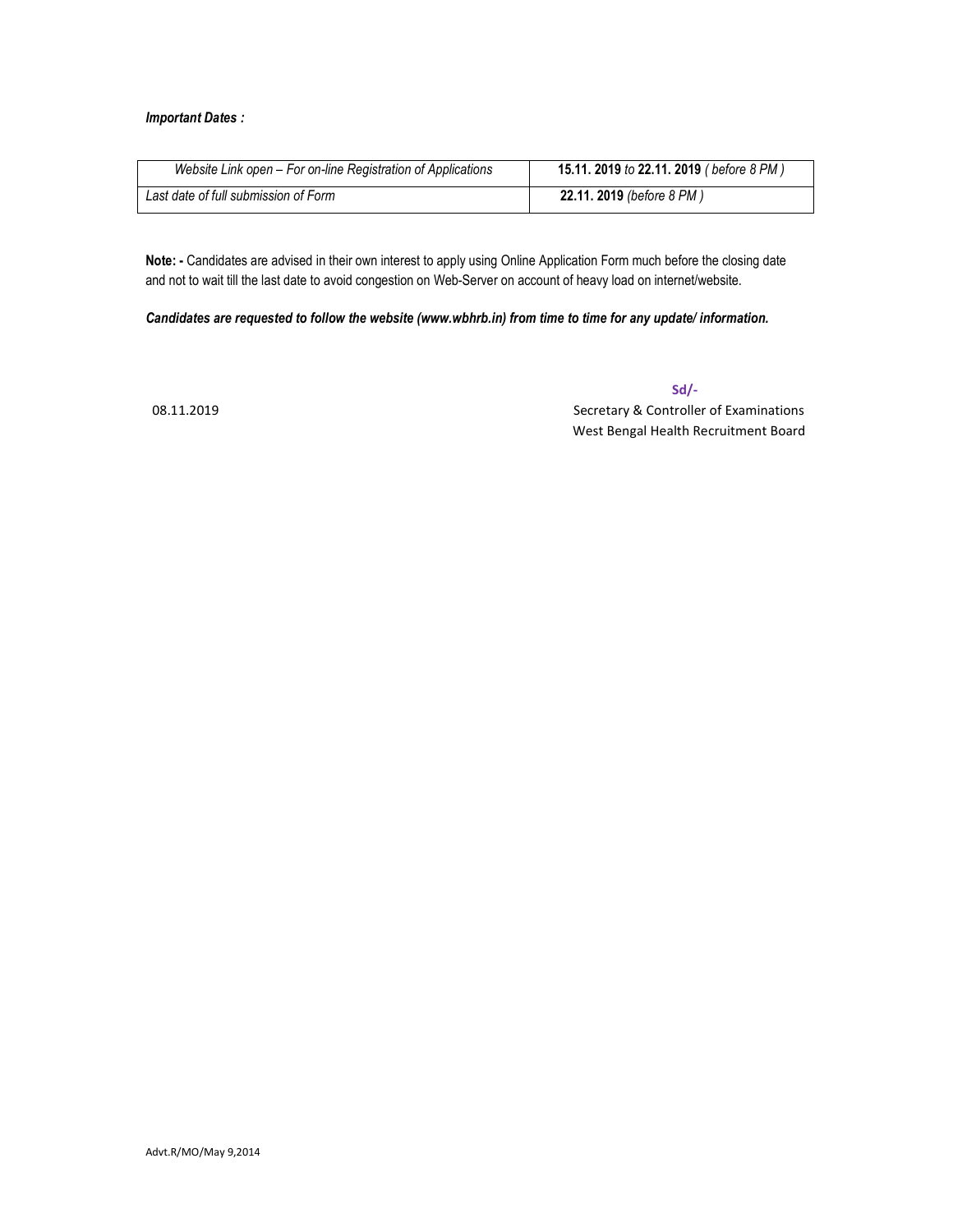***Important Dates :***

| | |
|---|---|
| *Website Link open – For on-line Registration of Applications* | **15.11. 2019** *to* **22.11. 2019** *( before 8 PM )* |
| *Last date of full submission of Form* | **22.11. 2019** *(before 8 PM )* |

**Note: -** Candidates are advised in their own interest to apply using Online Application Form much before the closing date and not to wait till the last date to avoid congestion on Web-Server on account of heavy load on internet/website.

***Candidates are requested to follow the website (www.wbhrb.in) from time to time for any update/ information.***

**Sd/-**

08.11.2019

Secretary & Controller of Examinations
West Bengal Health Recruitment Board

Advt.R/MO/May 9,2014